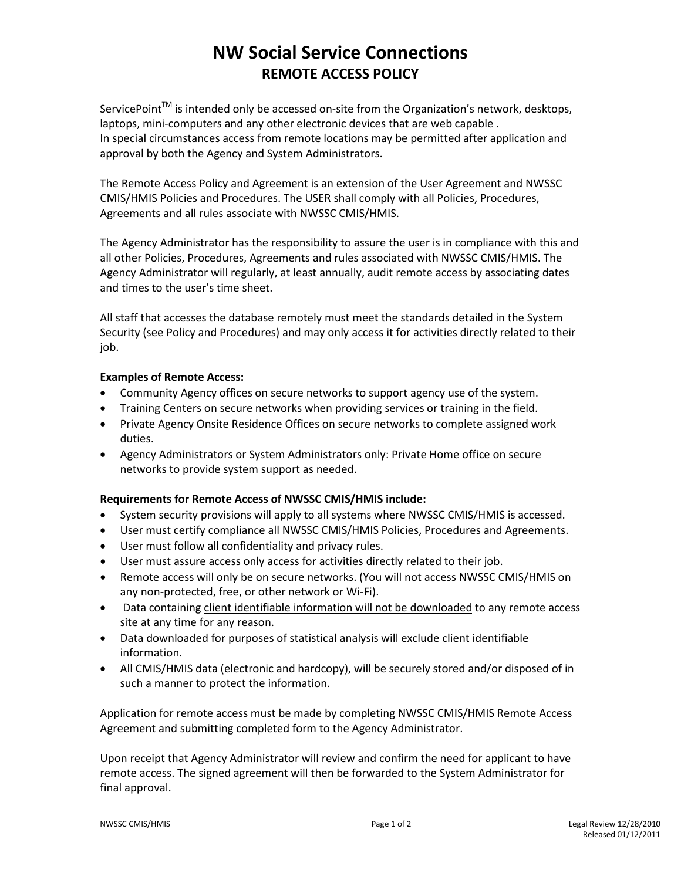# NW Social Service Connections

## REMOTE ACCESS POLICY

ServicePoint™ is intended only be accessed on-site from the Organization's network, desktops, laptops, mini-computers and any other electronic devices that are web capable .
In special circumstances access from remote locations may be permitted after application and approval by both the Agency and System Administrators.

The Remote Access Policy and Agreement is an extension of the User Agreement and NWSSC CMIS/HMIS Policies and Procedures. The USER shall comply with all Policies, Procedures, Agreements and all rules associate with NWSSC CMIS/HMIS.

The Agency Administrator has the responsibility to assure the user is in compliance with this and all other Policies, Procedures, Agreements and rules associated with NWSSC CMIS/HMIS. The Agency Administrator will regularly, at least annually, audit remote access by associating dates and times to the user's time sheet.

All staff that accesses the database remotely must meet the standards detailed in the System Security (see Policy and Procedures) and may only access it for activities directly related to their job.

**Examples of Remote Access:**

- Community Agency offices on secure networks to support agency use of the system.
- Training Centers on secure networks when providing services or training in the field.
- Private Agency Onsite Residence Offices on secure networks to complete assigned work duties.
- Agency Administrators or System Administrators only: Private Home office on secure networks to provide system support as needed.

**Requirements for Remote Access of NWSSC CMIS/HMIS include:**

- System security provisions will apply to all systems where NWSSC CMIS/HMIS is accessed.
- User must certify compliance all NWSSC CMIS/HMIS Policies, Procedures and Agreements.
- User must follow all confidentiality and privacy rules.
- User must assure access only access for activities directly related to their job.
- Remote access will only be on secure networks. (You will not access NWSSC CMIS/HMIS on any non-protected, free, or other network or Wi-Fi).
- Data containing <u>client identifiable information will not be downloaded</u> to any remote access site at any time for any reason.
- Data downloaded for purposes of statistical analysis will exclude client identifiable information.
- All CMIS/HMIS data (electronic and hardcopy), will be securely stored and/or disposed of in such a manner to protect the information.

Application for remote access must be made by completing NWSSC CMIS/HMIS Remote Access Agreement and submitting completed form to the Agency Administrator.

Upon receipt that Agency Administrator will review and confirm the need for applicant to have remote access. The signed agreement will then be forwarded to the System Administrator for final approval.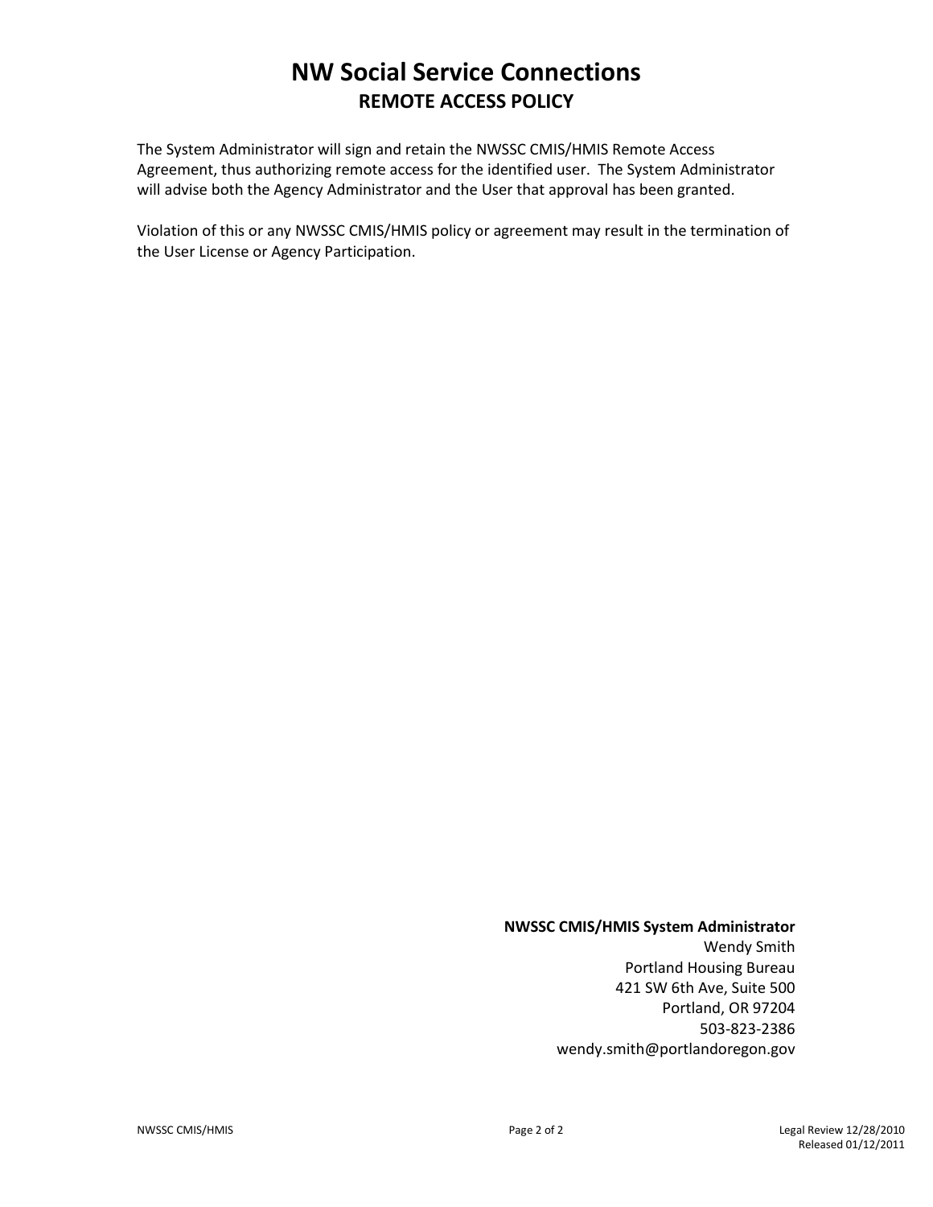# NW Social Service Connections

## REMOTE ACCESS POLICY

The System Administrator will sign and retain the NWSSC CMIS/HMIS Remote Access Agreement, thus authorizing remote access for the identified user. The System Administrator will advise both the Agency Administrator and the User that approval has been granted.

Violation of this or any NWSSC CMIS/HMIS policy or agreement may result in the termination of the User License or Agency Participation.

**NWSSC CMIS/HMIS System Administrator**
Wendy Smith
Portland Housing Bureau
421 SW 6th Ave, Suite 500
Portland, OR 97204
503-823-2386
wendy.smith@portlandoregon.gov

NWSSC CMIS/HMIS

Legal Review 12/28/2010
Released 01/12/2011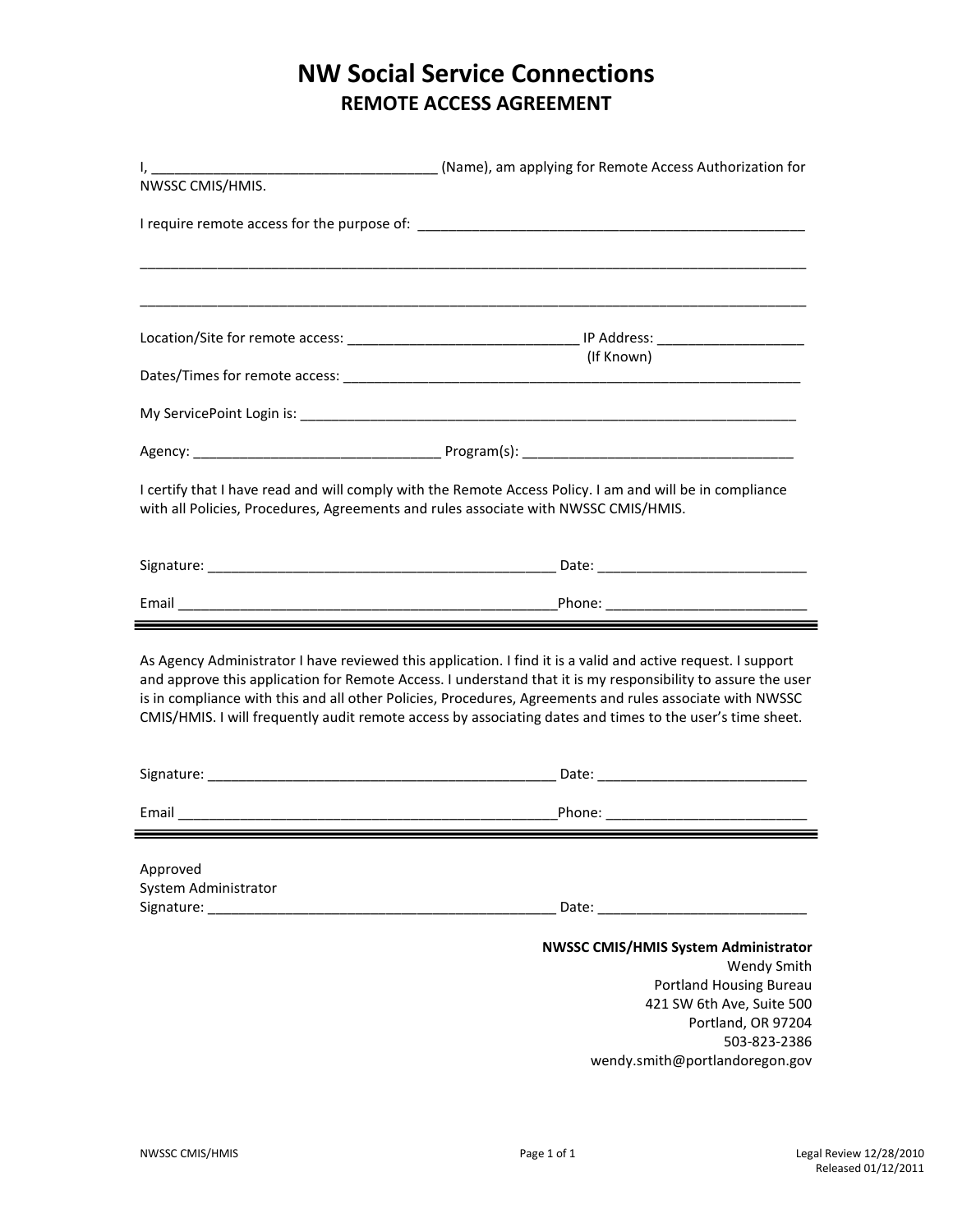# NW Social Service Connections

## REMOTE ACCESS AGREEMENT

I, ____________________________________ (Name), am applying for Remote Access Authorization for NWSSC CMIS/HMIS.

I require remote access for the purpose of: ____________________________________________________

______________________________________________________________________________________

______________________________________________________________________________________

Location/Site for remote access: ______________________________ IP Address: ___________________
(If Known)

Dates/Times for remote access: ___________________________________________________________

My ServicePoint Login is: _________________________________________________________________

Agency: _______________________________ Program(s): ___________________________________

I certify that I have read and will comply with the Remote Access Policy. I am and will be in compliance with all Policies, Procedures, Agreements and rules associate with NWSSC CMIS/HMIS.

Signature: _____________________________________________ Date: ___________________________

Email _________________________________________________Phone: __________________________

---

As Agency Administrator I have reviewed this application. I find it is a valid and active request. I support and approve this application for Remote Access. I understand that it is my responsibility to assure the user is in compliance with this and all other Policies, Procedures, Agreements and rules associate with NWSSC CMIS/HMIS. I will frequently audit remote access by associating dates and times to the user's time sheet.

Signature: _____________________________________________ Date: ___________________________

Email _________________________________________________Phone: __________________________

---

Approved
System Administrator
Signature: _____________________________________________ Date: ___________________________

**NWSSC CMIS/HMIS System Administrator**
Wendy Smith
Portland Housing Bureau
421 SW 6th Ave, Suite 500
Portland, OR 97204
503-823-2386
wendy.smith@portlandoregon.gov

Legal Review 12/28/2010
Released 01/12/2011